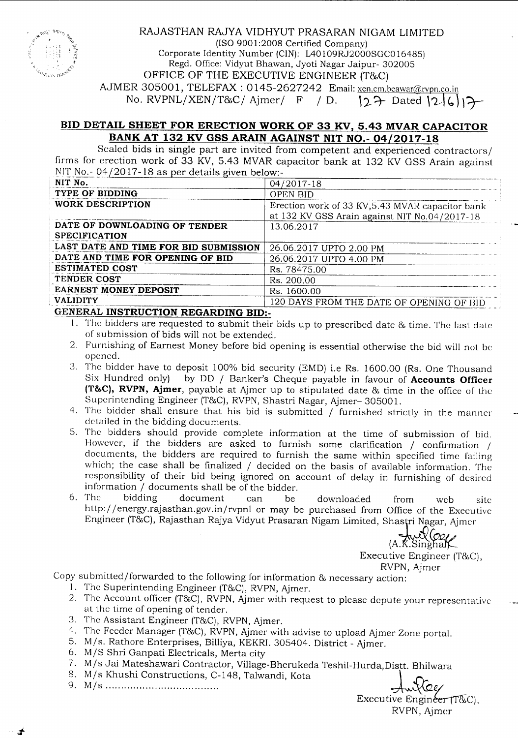RAJASTHAN RAJYA VIDHYUT PRASARAN NIGAM LIMITED

(ISO 9001:2008 Certified Company)

Corporate Identity Number (CIN): L40109RJ2000SGC016485)

Regd. Office: Vidyut Bhawan, Jyoti Nagar Jaipur- 302005

OFFICE OF THE EXECUTIVE ENGINEER (T&C)

AJMER 305001, TELEFAX : 0145-2627242 Email: xen.cm.beawar@rvpn.co.in

No. RVPNL/XEN/T&C/ Ajmer/ F / D. 127 Dated 12/6/17

## BID DETAIL SHEET FOR ERECTION WORK OF 33 KV, 5.43 MVAR CAPACITOR BANK AT 132 KV GSS ARAIN AGAINST NIT NO.- 04/2017-18

Sealed bids in single part are invited from competent and experienced contractors/ firms for erection work of 33 KV, 5.43 MVAR capacitor bank at 132 KV GSS Arain against NIT No.- 04/2017-18 as per details given below:-

| NIT No. | 04/2017-18 |
|---|---|
| TYPE OF BIDDING | OPEN BID |
| WORK DESCRIPTION | Erection work of 33 KV,5.43 MVAR capacitor bank at 132 KV GSS Arain against NIT No.04/2017-18 |
| DATE OF DOWNLOADING OF TENDER SPECIFICATION | 13.06.2017 |
| LAST DATE AND TIME FOR BID SUBMISSION | 26.06.2017 UPTO 2.00 PM |
| DATE AND TIME FOR OPENING OF BID | 26.06.2017 UPTO 4.00 PM |
| ESTIMATED COST | Rs. 78475.00 |
| TENDER COST | Rs. 200.00 |
| EARNEST MONEY DEPOSIT | Rs. 1600.00 |
| VALIDITY | 120 DAYS FROM THE DATE OF OPENING OF BID |

### GENERAL INSTRUCTION REGARDING BID:-

1. The bidders are requested to submit their bids up to prescribed date & time. The last date of submission of bids will not be extended.
2. Furnishing of Earnest Money before bid opening is essential otherwise the bid will not be opened.
3. The bidder have to deposit 100% bid security (EMD) i.e Rs. 1600.00 (Rs. One Thousand Six Hundred only) by DD / Banker's Cheque payable in favour of **Accounts Officer (T&C), RVPN, Ajmer**, payable at Ajmer up to stipulated date & time in the office of the Superintending Engineer (T&C), RVPN, Shastri Nagar, Ajmer- 305001.
4. The bidder shall ensure that his bid is submitted / furnished strictly in the manner detailed in the bidding documents.
5. The bidders should provide complete information at the time of submission of bid. However, if the bidders are asked to furnish some clarification / confirmation / documents, the bidders are required to furnish the same within specified time failing which; the case shall be finalized / decided on the basis of available information. The responsibility of their bid being ignored on account of delay in furnishing of desired information / documents shall be of the bidder.
6. The bidding document can be downloaded from web site http://energy.rajasthan.gov.in/rvpnl or may be purchased from Office of the Executive Engineer (T&C), Rajasthan Rajya Vidyut Prasaran Nigam Limited, Shastri Nagar, Ajmer

(A.K.Singhal)

Executive Engineer (T&C),

RVPN, Ajmer

Copy submitted/forwarded to the following for information & necessary action:

1. The Superintending Engineer (T&C), RVPN, Ajmer.
2. The Account officer (T&C), RVPN, Ajmer with request to please depute your representative at the time of opening of tender.
3. The Assistant Engineer (T&C), RVPN, Ajmer.
4. The Feeder Manager (T&C), RVPN, Ajmer with advise to upload Ajmer Zone portal.
5. M/s. Rathore Enterprises, Billiya, KEKRI. 305404. District - Ajmer.
6. M/S Shri Ganpati Electricals, Merta city
7. M/s Jai Mateshawari Contractor, Village-Bherukeda Teshil-Hurda, Distt. Bhilwara
8. M/s Khushi Constructions, C-148, Talwandi, Kota
9. M/s .....................................

Executive Engineer (T&C),

RVPN, Ajmer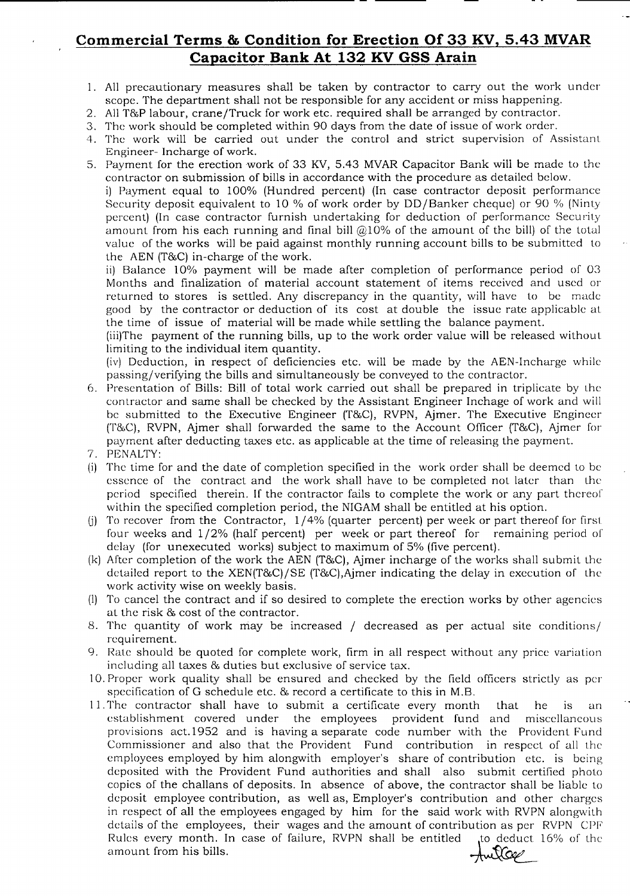# Commercial Terms & Condition for Erection Of 33 KV, 5.43 MVAR Capacitor Bank At 132 KV GSS Arain

1. All precautionary measures shall be taken by contractor to carry out the work under scope. The department shall not be responsible for any accident or miss happening.
2. All T&P labour, crane/Truck for work etc. required shall be arranged by contractor.
3. The work should be completed within 90 days from the date of issue of work order.
4. The work will be carried out under the control and strict supervision of Assistant Engineer- Incharge of work.
5. Payment for the erection work of 33 KV, 5.43 MVAR Capacitor Bank will be made to the contractor on submission of bills in accordance with the procedure as detailed below.

   i) Payment equal to 100% (Hundred percent) (In case contractor deposit performance Security deposit equivalent to 10 % of work order by DD/Banker cheque) or 90 % (Ninty percent) (In case contractor furnish undertaking for deduction of performance Security amount from his each running and final bill @10% of the amount of the bill) of the total value of the works will be paid against monthly running account bills to be submitted to the AEN (T&C) in-charge of the work.

   ii) Balance 10% payment will be made after completion of performance period of 03 Months and finalization of material account statement of items received and used or returned to stores is settled. Any discrepancy in the quantity, will have to be made good by the contractor or deduction of its cost at double the issue rate applicable at the time of issue of material will be made while settling the balance payment.

   (iii)The payment of the running bills, up to the work order value will be released without limiting to the individual item quantity.

   (iv) Deduction, in respect of deficiencies etc. will be made by the AEN-Incharge while passing/verifying the bills and simultaneously be conveyed to the contractor.
6. Presentation of Bills: Bill of total work carried out shall be prepared in triplicate by the contractor and same shall be checked by the Assistant Engineer Inchage of work and will be submitted to the Executive Engineer (T&C), RVPN, Ajmer. The Executive Engineer (T&C), RVPN, Ajmer shall forwarded the same to the Account Officer (T&C), Ajmer for payment after deducting taxes etc. as applicable at the time of releasing the payment.
7. PENALTY:

(i) The time for and the date of completion specified in the work order shall be deemed to be essence of the contract and the work shall have to be completed not later than the period specified therein. If the contractor fails to complete the work or any part thereof within the specified completion period, the NIGAM shall be entitled at his option.

(j) To recover from the Contractor, 1/4% (quarter percent) per week or part thereof for first four weeks and 1/2% (half percent) per week or part thereof for remaining period of delay (for unexecuted works) subject to maximum of 5% (five percent).

(k) After completion of the work the AEN (T&C), Ajmer incharge of the works shall submit the detailed report to the XEN(T&C)/SE (T&C),Ajmer indicating the delay in execution of the work activity wise on weekly basis.

(l) To cancel the contract and if so desired to complete the erection works by other agencies at the risk & cost of the contractor.

8. The quantity of work may be increased / decreased as per actual site conditions/ requirement.
9. Rate should be quoted for complete work, firm in all respect without any price variation including all taxes & duties but exclusive of service tax.
10. Proper work quality shall be ensured and checked by the field officers strictly as per specification of G schedule etc. & record a certificate to this in M.B.
11. The contractor shall have to submit a certificate every month that he is an establishment covered under the employees provident fund and miscellaneous provisions act.1952 and is having a separate code number with the Provident Fund Commissioner and also that the Provident Fund contribution in respect of all the employees employed by him alongwith employer's share of contribution etc. is being deposited with the Provident Fund authorities and shall also submit certified photo copies of the challans of deposits. In absence of above, the contractor shall be liable to deposit employee contribution, as well as, Employer's contribution and other charges in respect of all the employees engaged by him for the said work with RVPN alongwith details of the employees, their wages and the amount of contribution as per RVPN CPF Rules every month. In case of failure, RVPN shall be entitled to deduct 16% of the amount from his bills.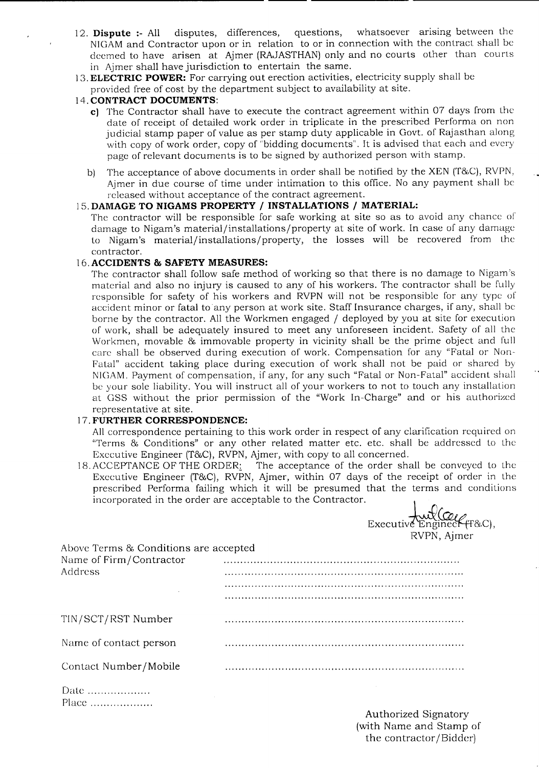12. **Dispute :-** All disputes, differences, questions, whatsoever arising between the NIGAM and Contractor upon or in relation to or in connection with the contract shall be deemed to have arisen at Ajmer (RAJASTHAN) only and no courts other than courts in Ajmer shall have jurisdiction to entertain the same.
13. **ELECTRIC POWER:** For carrying out erection activities, electricity supply shall be provided free of cost by the department subject to availability at site.
14. **CONTRACT DOCUMENTS**:
    - **c)** The Contractor shall have to execute the contract agreement within 07 days from the date of receipt of detailed work order in triplicate in the prescribed Performa on non judicial stamp paper of value as per stamp duty applicable in Govt. of Rajasthan along with copy of work order, copy of "bidding documents". It is advised that each and every page of relevant documents is to be signed by authorized person with stamp.
    - b) The acceptance of above documents in order shall be notified by the XEN (T&C), RVPN, Ajmer in due course of time under intimation to this office. No any payment shall be released without acceptance of the contract agreement.
15. **DAMAGE TO NIGAMS PROPERTY / INSTALLATIONS / MATERIAL:**
    The contractor will be responsible for safe working at site so as to avoid any chance of damage to Nigam's material/installations/property at site of work. In case of any damage to Nigam's material/installations/property, the losses will be recovered from the contractor.
16. **ACCIDENTS & SAFETY MEASURES:**
    The contractor shall follow safe method of working so that there is no damage to Nigam's material and also no injury is caused to any of his workers. The contractor shall be fully responsible for safety of his workers and RVPN will not be responsible for any type of accident minor or fatal to any person at work site. Staff Insurance charges, if any, shall be borne by the contractor. All the Workmen engaged / deployed by you at site for execution of work, shall be adequately insured to meet any unforeseen incident. Safety of all the Workmen, movable & immovable property in vicinity shall be the prime object and full care shall be observed during execution of work. Compensation for any "Fatal or Non-Fatal" accident taking place during execution of work shall not be paid or shared by NIGAM. Payment of compensation, if any, for any such "Fatal or Non-Fatal" accident shall be your sole liability. You will instruct all of your workers to not to touch any installation at GSS without the prior permission of the "Work In-Charge" and or his authorized representative at site.
17. **FURTHER CORRESPONDENCE:**
    All correspondence pertaining to this work order in respect of any clarification required on "Terms & Conditions" or any other related matter etc. etc. shall be addressed to the Executive Engineer (T&C), RVPN, Ajmer, with copy to all concerned.
18. ACCEPTANCE OF THE ORDER: The acceptance of the order shall be conveyed to the Executive Engineer (T&C), RVPN, Ajmer, within 07 days of the receipt of order in the prescribed Performa failing which it will be presumed that the terms and conditions incorporated in the order are acceptable to the Contractor.

Executive Engineer (T&C),
RVPN, Ajmer

Above Terms & Conditions are accepted

Name of Firm/Contractor ......................................................................

Address ......................................................................
......................................................................
......................................................................

TIN/SCT/RST Number ......................................................................

Name of contact person ......................................................................

Contact Number/Mobile ......................................................................

Date ..................

Place ..................

Authorized Signatory
(with Name and Stamp of the contractor/Bidder)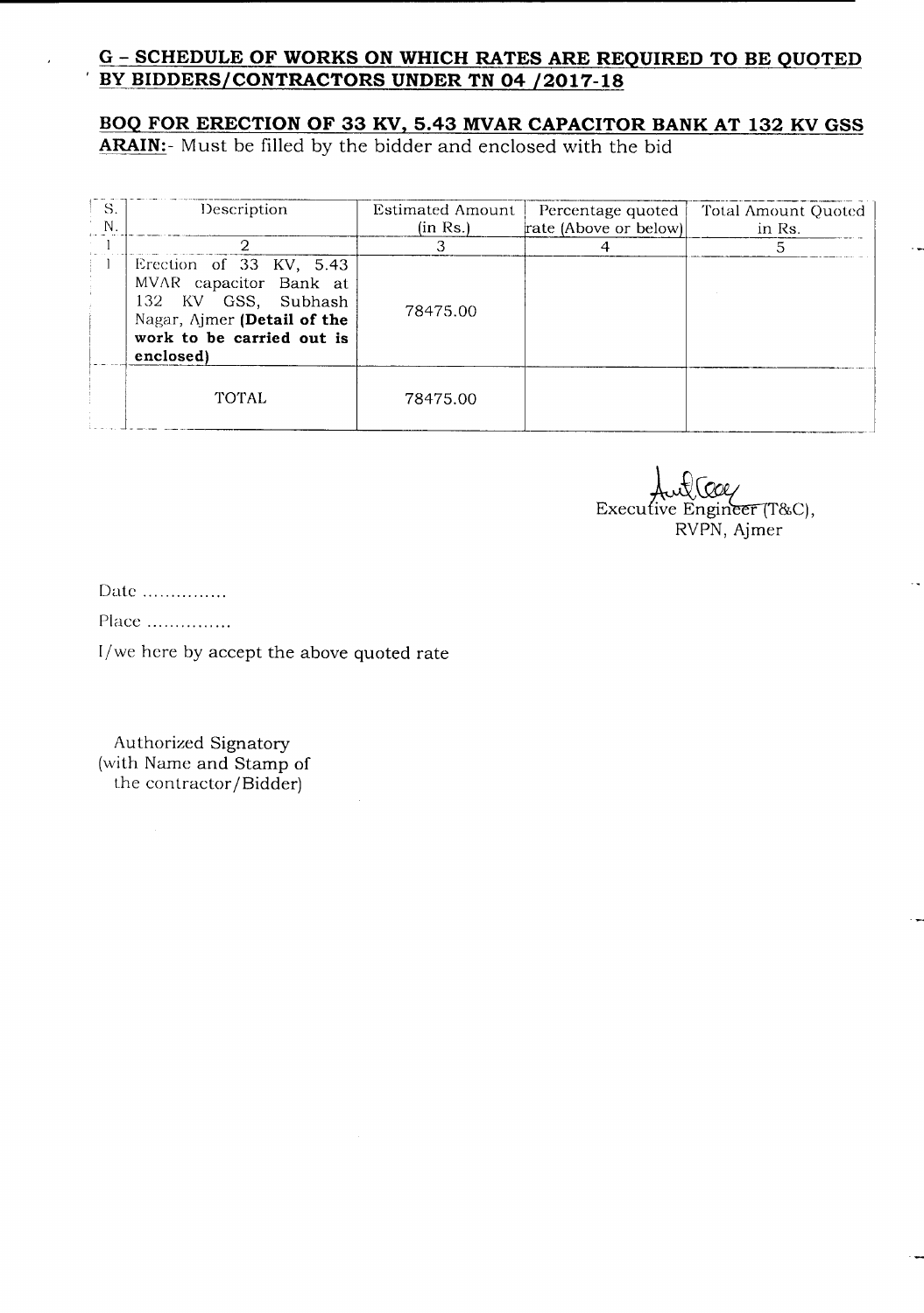## G – SCHEDULE OF WORKS ON WHICH RATES ARE REQUIRED TO BE QUOTED BY BIDDERS/CONTRACTORS UNDER TN 04 /2017-18

### BOQ FOR ERECTION OF 33 KV, 5.43 MVAR CAPACITOR BANK AT 132 KV GSS ARAIN:- Must be filled by the bidder and enclosed with the bid

| S. N. | Description | Estimated Amount (in Rs.) | Percentage quoted rate (Above or below) | Total Amount Quoted in Rs. |
|---|---|---|---|---|
| 1 | 2 | 3 | 4 | 5 |
| 1 | Erection of 33 KV, 5.43 MVAR capacitor Bank at 132 KV GSS, Subhash Nagar, Ajmer **(Detail of the work to be carried out is enclosed)** | 78475.00 | | |
| | TOTAL | 78475.00 | | |

Executive Engineer (T&C),
RVPN, Ajmer

Date ...............

Place ...............

I/we here by accept the above quoted rate

Authorized Signatory
(with Name and Stamp of the contractor/Bidder)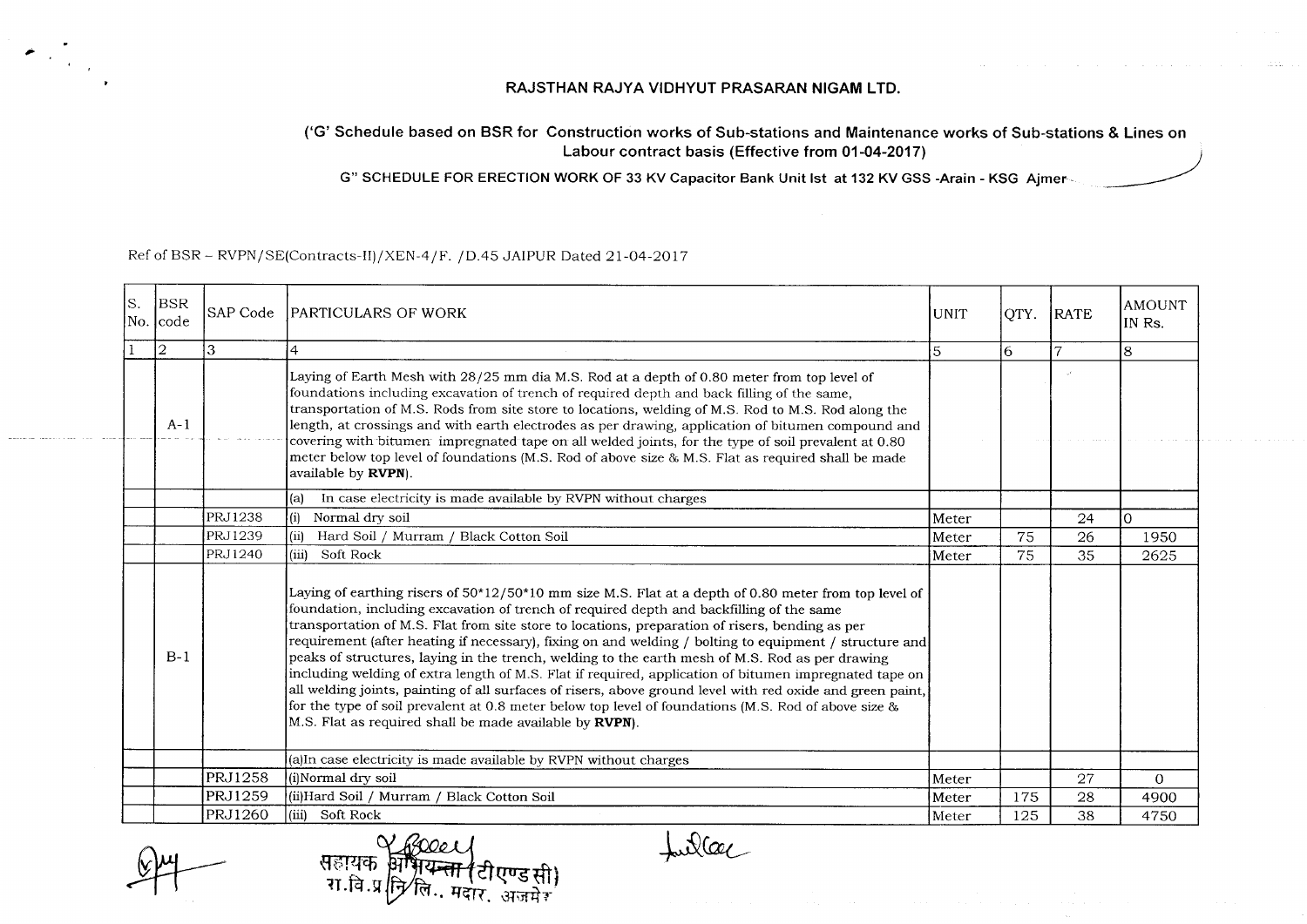# RAJSTHAN RAJYA VIDHYUT PRASARAN NIGAM LTD.

## ('G' Schedule based on BSR for Construction works of Sub-stations and Maintenance works of Sub-stations & Lines on Labour contract basis (Effective from 01-04-2017)

### G" SCHEDULE FOR ERECTION WORK OF 33 KV Capacitor Bank Unit Ist at 132 KV GSS -Arain - KSG Ajmer

Ref of BSR – RVPN/SE(Contracts-II)/XEN-4/F. /D.45 JAIPUR Dated 21-04-2017

| S. No. | BSR code | SAP Code | PARTICULARS OF WORK | UNIT | QTY. | RATE | AMOUNT IN Rs. |
|---|---|---|---|---|---|---|---|
| 1 | 2 | 3 | 4 | 5 | 6 | 7 | 8 |
| | A-1 | | Laying of Earth Mesh with 28/25 mm dia M.S. Rod at a depth of 0.80 meter from top level of foundations including excavation of trench of required depth and back filling of the same, transportation of M.S. Rods from site store to locations, welding of M.S. Rod to M.S. Rod along the length, at crossings and with earth electrodes as per drawing, application of bitumen compound and covering with bitumen impregnated tape on all welded joints, for the type of soil prevalent at 0.80 meter below top level of foundations (M.S. Rod of above size & M.S. Flat as required shall be made available by **RVPN**). | | | | |
| | | | (a) In case electricity is made available by RVPN without charges | | | | |
| | | PRJ1238 | (i) Normal dry soil | Meter | | 24 | 0 |
| | | PRJ1239 | (ii) Hard Soil / Murram / Black Cotton Soil | Meter | 75 | 26 | 1950 |
| | | PRJ1240 | (iii) Soft Rock | Meter | 75 | 35 | 2625 |
| | B-1 | | Laying of earthing risers of 50*12/50*10 mm size M.S. Flat at a depth of 0.80 meter from top level of foundation, including excavation of trench of required depth and backfilling of the same transportation of M.S. Flat from site store to locations, preparation of risers, bending as per requirement (after heating if necessary), fixing on and welding / bolting to equipment / structure and peaks of structures, laying in the trench, welding to the earth mesh of M.S. Rod as per drawing including welding of extra length of M.S. Flat if required, application of bitumen impregnated tape on all welding joints, painting of all surfaces of risers, above ground level with red oxide and green paint, for the type of soil prevalent at 0.8 meter below top level of foundations (M.S. Rod of above size & M.S. Flat as required shall be made available by **RVPN**). | | | | |
| | | | (a)In case electricity is made available by RVPN without charges | | | | |
| | | PRJ1258 | (i)Normal dry soil | Meter | | 27 | 0 |
| | | PRJ1259 | (ii)Hard Soil / Murram / Black Cotton Soil | Meter | 175 | 28 | 4900 |
| | | PRJ1260 | (iii) Soft Rock | Meter | 125 | 38 | 4750 |

सहायक अभियन्ता (टीएण्डसी)
रा.वि.प्र.नि.लि.. मदार, अजमेर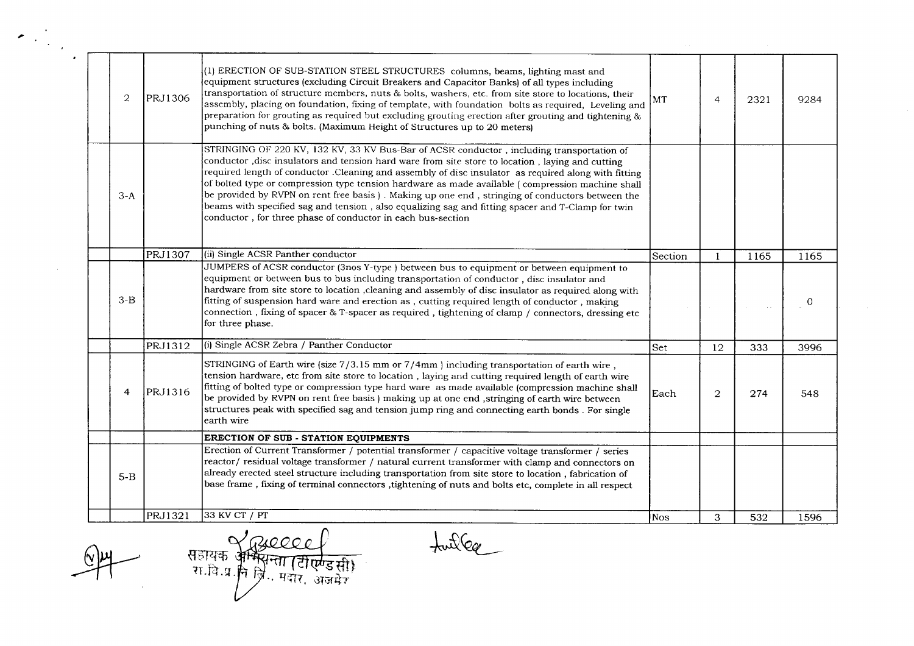| | | | | | | |
|---|---|---|---|---|---|---|
| 2 | PRJ1306 | (1) ERECTION OF SUB-STATION STEEL STRUCTURES columns, beams, lighting mast and equipment structures (excluding Circuit Breakers and Capacitor Banks) of all types including transportation of structure members, nuts & bolts, washers, etc. from site store to locations, their assembly, placing on foundation, fixing of template, with foundation bolts as required, Leveling and preparation for grouting as required but excluding grouting erection after grouting and tightening & punching of nuts & bolts. (Maximum Height of Structures up to 20 meters) | MT | 4 | 2321 | 9284 |
| 3-A | | STRINGING OF 220 KV, 132 KV, 33 KV Bus-Bar of ACSR conductor , including transportation of conductor ,disc insulators and tension hard ware from site store to location , laying and cutting required length of conductor .Cleaning and assembly of disc insulator as required along with fitting of bolted type or compression type tension hardware as made available ( compression machine shall be provided by RVPN on rent free basis ) . Making up one end , stringing of conductors between the beams with specified sag and tension , also equalizing sag and fitting spacer and T-Clamp for twin conductor , for three phase of conductor in each bus-section | | | | |
| | PRJ1307 | (ii) Single ACSR Panther conductor | Section | 1 | 1165 | 1165 |
| 3-B | | JUMPERS of ACSR conductor (3nos Y-type ) between bus to equipment or between equipment to equipment or between bus to bus including transportation of conductor , disc insulator and hardware from site store to location ,cleaning and assembly of disc insulator as required along with fitting of suspension hard ware and erection as , cutting required length of conductor , making connection , fixing of spacer & T-spacer as required , tightening of clamp / connectors, dressing etc for three phase. | | | | 0 |
| | PRJ1312 | (i) Single ACSR Zebra / Panther Conductor | Set | 12 | 333 | 3996 |
| 4 | PRJ1316 | STRINGING of Earth wire (size 7/3.15 mm or 7/4mm ) including transportation of earth wire , tension hardware, etc from site store to location , laying and cutting required length of earth wire fitting of bolted type or compression type hard ware as made available (compression machine shall be provided by RVPN on rent free basis ) making up at one end ,stringing of earth wire between structures peak with specified sag and tension jump ring and connecting earth bonds . For single earth wire | Each | 2 | 274 | 548 |
| | | **ERECTION OF SUB - STATION EQUIPMENTS** | | | | |
| 5-B | | Erection of Current Transformer / potential transformer / capacitive voltage transformer / series reactor/ residual voltage transformer / natural current transformer with clamp and connectors on already erected steel structure including transportation from site store to location , fabrication of base frame , fixing of terminal connectors ,tightening of nuts and bolts etc, complete in all respect | | | | |
| | PRJ1321 | 33 KV CT / PT | Nos | 3 | 532 | 1596 |

सहायक अभियन्ता (टीएण्डसी)
रा.वि.प्र.नि.लि., मदार, अजमेर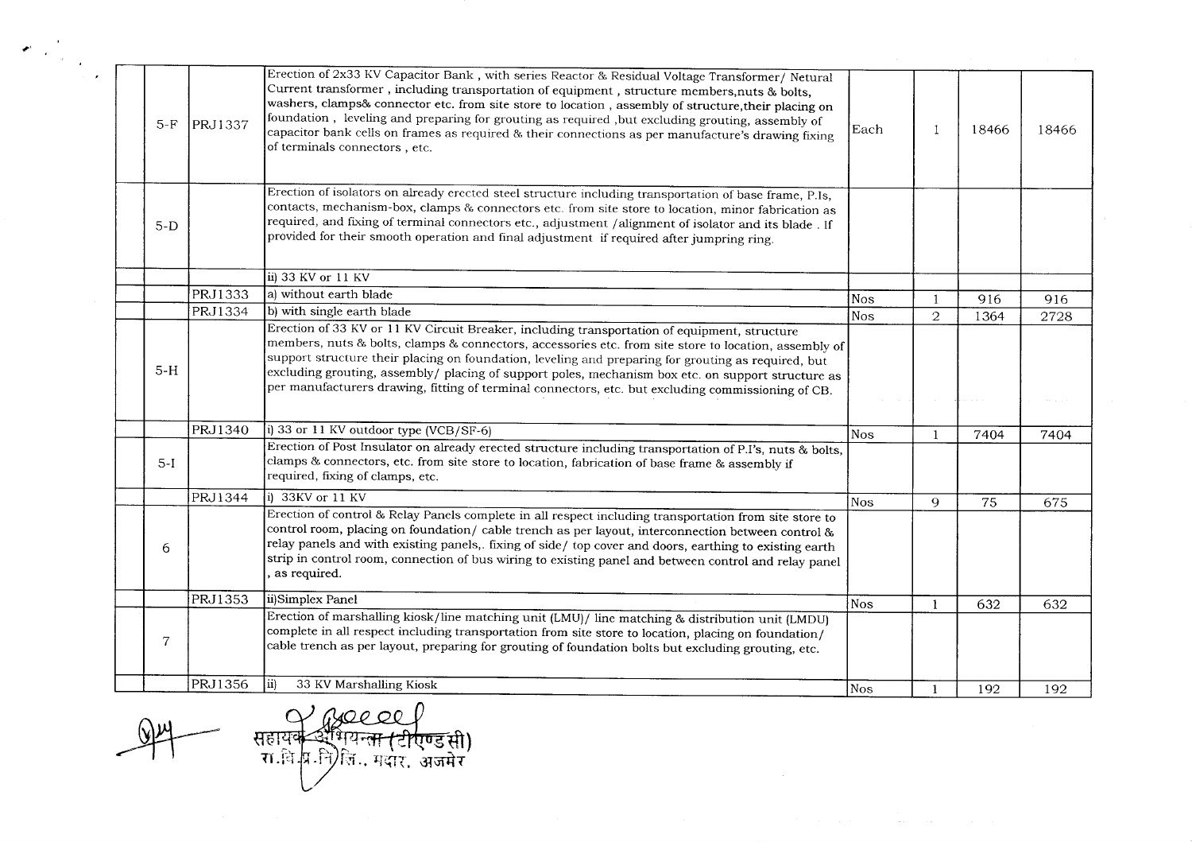|  |  |  |  |  |  |  |
|---|---|---|---|---|---|---|
| 5-F | PRJ1337 | Erection of 2x33 KV Capacitor Bank , with series Reactor & Residual Voltage Transformer/ Netural Current transformer , including transportation of equipment , structure members,nuts & bolts, washers, clamps& connector etc. from site store to location , assembly of structure,their placing on foundation , leveling and preparing for grouting as required ,but excluding grouting, assembly of capacitor bank cells on frames as required & their connections as per manufacture's drawing fixing of terminals connectors , etc. | Each | 1 | 18466 | 18466 |
| 5-D |  | Erection of isolators on already erected steel structure including transportation of base frame, P.Is, contacts, mechanism-box, clamps & connectors etc. from site store to location, minor fabrication as required, and fixing of terminal connectors etc., adjustment /alignment of isolator and its blade . If provided for their smooth operation and final adjustment if required after jumpring ring. |  |  |  |  |
|  |  | ii) 33 KV or 11 KV |  |  |  |  |
|  | PRJ1333 | a) without earth blade | Nos | 1 | 916 | 916 |
|  | PRJ1334 | b) with single earth blade | Nos | 2 | 1364 | 2728 |
| 5-H |  | Erection of 33 KV or 11 KV Circuit Breaker, including transportation of equipment, structure members, nuts & bolts, clamps & connectors, accessories etc. from site store to location, assembly of support structure their placing on foundation, leveling and preparing for grouting as required, but excluding grouting, assembly/ placing of support poles, mechanism box etc. on support structure as per manufacturers drawing, fitting of terminal connectors, etc. but excluding commissioning of CB. |  |  |  |  |
|  | PRJ1340 | i) 33 or 11 KV outdoor type (VCB/SF-6) | Nos | 1 | 7404 | 7404 |
| 5-I |  | Erection of Post Insulator on already erected structure including transportation of P.I's, nuts & bolts, clamps & connectors, etc. from site store to location, fabrication of base frame & assembly if required, fixing of clamps, etc. |  |  |  |  |
|  | PRJ1344 | i) 33KV or 11 KV | Nos | 9 | 75 | 675 |
| 6 |  | Erection of control & Relay Panels complete in all respect including transportation from site store to control room, placing on foundation/ cable trench as per layout, interconnection between control & relay panels and with existing panels,. fixing of side/ top cover and doors, earthing to existing earth strip in control room, connection of bus wiring to existing panel and between control and relay panel , as required. |  |  |  |  |
|  | PRJ1353 | ii)Simplex Panel | Nos | 1 | 632 | 632 |
| 7 |  | Erection of marshalling kiosk/line matching unit (LMU)/ line matching & distribution unit (LMDU) complete in all respect including transportation from site store to location, placing on foundation/ cable trench as per layout, preparing for grouting of foundation bolts but excluding grouting, etc. |  |  |  |  |
|  | PRJ1356 | ii) 33 KV Marshalling Kiosk | Nos | 1 | 192 | 192 |

सहायक अभियन्ता (टीएण्डसी)
रा.वि.प्र.नि.लि., मदार, अजमेर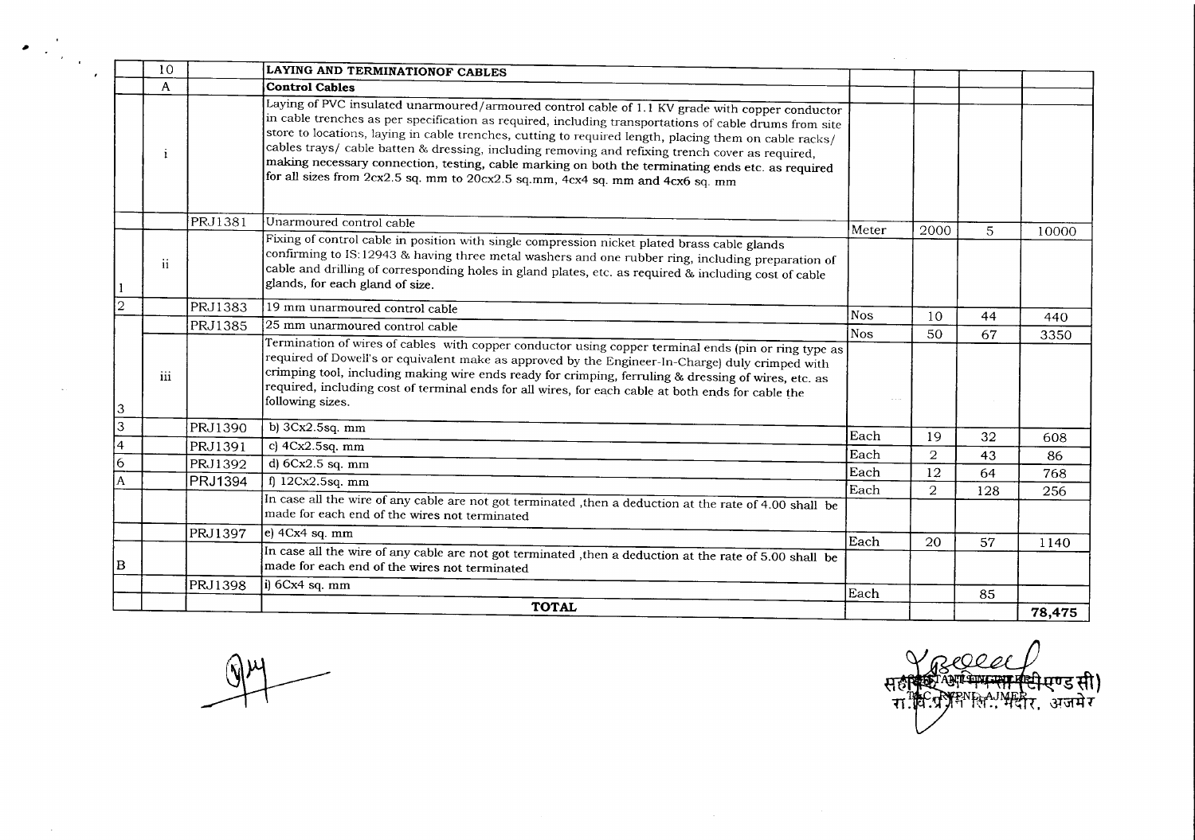| | | | | | | | |
|---|---|---|---|---|---|---|---|
| | 10 | | **LAYING AND TERMINATIONOF CABLES** | | | | |
| | A | | **Control Cables** | | | | |
| | i | | Laying of PVC insulated unarmoured/armoured control cable of 1.1 KV grade with copper conductor in cable trenches as per specification as required, including transportations of cable drums from site store to locations, laying in cable trenches, cutting to required length, placing them on cable racks/ cables trays/ cable batten & dressing, including removing and refixing trench cover as required, making necessary connection, testing, cable marking on both the terminating ends etc. as required for all sizes from 2cx2.5 sq. mm to 20cx2.5 sq.mm, 4cx4 sq. mm and 4cx6 sq. mm | | | | |
| | | PRJ1381 | Unarmoured control cable | Meter | 2000 | 5 | 10000 |
| 1 | ii | | Fixing of control cable in position with single compression nicket plated brass cable glands confirming to IS:12943 & having three metal washers and one rubber ring, including preparation of cable and drilling of corresponding holes in gland plates, etc. as required & including cost of cable glands, for each gland of size. | | | | |
| 2 | | PRJ1383 | 19 mm unarmoured control cable | Nos | 10 | 44 | 440 |
| | | PRJ1385 | 25 mm unarmoured control cable | Nos | 50 | 67 | 3350 |
| 3 | iii | | Termination of wires of cables with copper conductor using copper terminal ends (pin or ring type as required of Dowell's or equivalent make as approved by the Engineer-In-Charge) duly crimped with crimping tool, including making wire ends ready for crimping, ferruling & dressing of wires, etc. as required, including cost of terminal ends for all wires, for each cable at both ends for cable the following sizes. | | | | |
| 3 | | PRJ1390 | b) 3Cx2.5sq. mm | Each | 19 | 32 | 608 |
| 4 | | PRJ1391 | c) 4Cx2.5sq. mm | Each | 2 | 43 | 86 |
| 6 | | PRJ1392 | d) 6Cx2.5 sq. mm | Each | 12 | 64 | 768 |
| A | | PRJ1394 | f) 12Cx2.5sq. mm | Each | 2 | 128 | 256 |
| | | | In case all the wire of any cable are not got terminated ,then a deduction at the rate of 4.00 shall be made for each end of the wires not terminated | | | | |
| | | PRJ1397 | e) 4Cx4 sq. mm | Each | 20 | 57 | 1140 |
| B | | | In case all the wire of any cable are not got terminated ,then a deduction at the rate of 5.00 shall be made for each end of the wires not terminated | | | | |
| | | PRJ1398 | i) 6Cx4 sq. mm | Each | | 85 | |
| | | | **TOTAL** | | | | **78,475** |

ASSISTANT ENGINEER
सहायक अभियंता (टी एण्ड सी)
T&C, RVPNL, AJMER
रा.वि.प्र.नि.लि., मदार, अजमेर